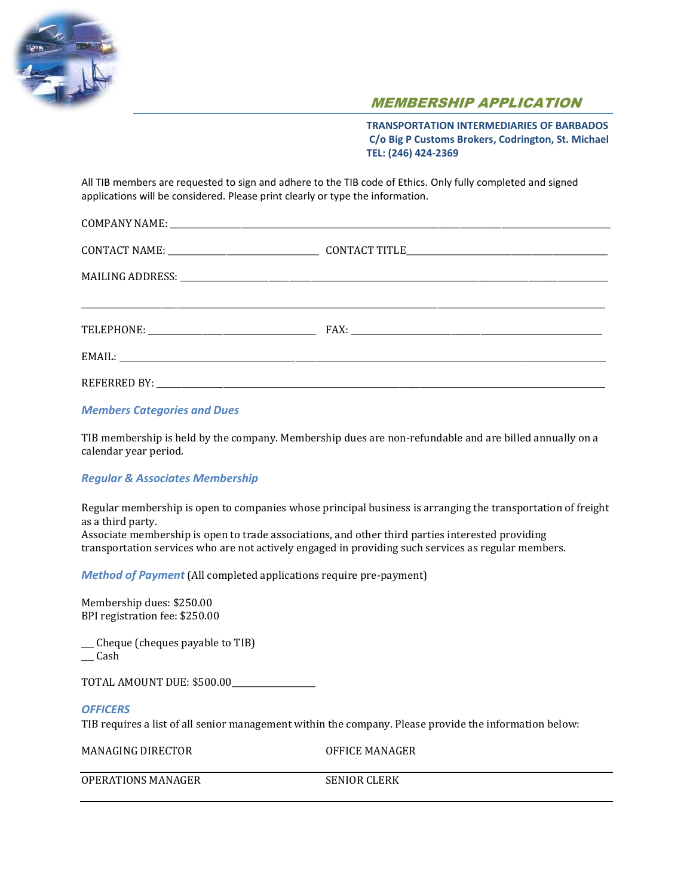# MEMBERSHIP APPLICATION

**TRANSPORTATION INTERMEDIARIES OF BARBADOS**
**C/o Big P Customs Brokers, Codrington, St. Michael**
**TEL: (246) 424-2369**

All TIB members are requested to sign and adhere to the TIB code of Ethics. Only fully completed and signed applications will be considered. Please print clearly or type the information.

COMPANY NAME: ______________________________________________

CONTACT NAME: ____________________ CONTACT TITLE____________________

MAILING ADDRESS: ______________________________________________

______________________________________________

TELEPHONE: ____________________ FAX: ____________________

EMAIL: ______________________________________________

REFERRED BY: ______________________________________________

### *Members Categories and Dues*

TIB membership is held by the company. Membership dues are non-refundable and are billed annually on a calendar year period.

### *Regular & Associates Membership*

Regular membership is open to companies whose principal business is arranging the transportation of freight as a third party.
Associate membership is open to trade associations, and other third parties interested providing transportation services who are not actively engaged in providing such services as regular members.

### *Method of Payment* (All completed applications require pre-payment)

Membership dues: $250.00
BPI registration fee: $250.00

___ Cheque (cheques payable to TIB)
___ Cash

TOTAL AMOUNT DUE: $500.00________________

### *OFFICERS*

TIB requires a list of all senior management within the company. Please provide the information below:

| MANAGING DIRECTOR | OFFICE MANAGER |
|---|---|
| OPERATIONS MANAGER | SENIOR CLERK |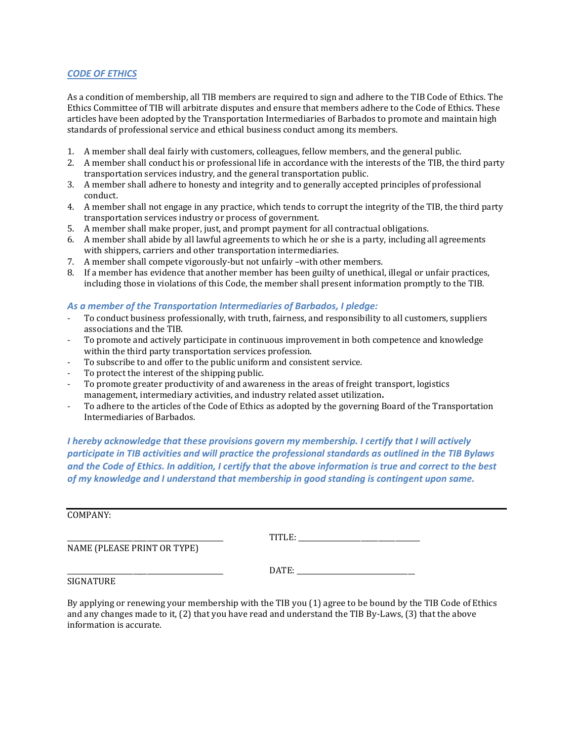***CODE OF ETHICS***

As a condition of membership, all TIB members are required to sign and adhere to the TIB Code of Ethics. The Ethics Committee of TIB will arbitrate disputes and ensure that members adhere to the Code of Ethics. These articles have been adopted by the Transportation Intermediaries of Barbados to promote and maintain high standards of professional service and ethical business conduct among its members.

1. A member shall deal fairly with customers, colleagues, fellow members, and the general public.
2. A member shall conduct his or professional life in accordance with the interests of the TIB, the third party transportation services industry, and the general transportation public.
3. A member shall adhere to honesty and integrity and to generally accepted principles of professional conduct.
4. A member shall not engage in any practice, which tends to corrupt the integrity of the TIB, the third party transportation services industry or process of government.
5. A member shall make proper, just, and prompt payment for all contractual obligations.
6. A member shall abide by all lawful agreements to which he or she is a party, including all agreements with shippers, carriers and other transportation intermediaries.
7. A member shall compete vigorously-but not unfairly –with other members.
8. If a member has evidence that another member has been guilty of unethical, illegal or unfair practices, including those in violations of this Code, the member shall present information promptly to the TIB.

***As a member of the Transportation Intermediaries of Barbados, I pledge:***

- To conduct business professionally, with truth, fairness, and responsibility to all customers, suppliers associations and the TIB.
- To promote and actively participate in continuous improvement in both competence and knowledge within the third party transportation services profession.
- To subscribe to and offer to the public uniform and consistent service.
- To protect the interest of the shipping public.
- To promote greater productivity of and awareness in the areas of freight transport, logistics management, intermediary activities, and industry related asset utilization**.**
- To adhere to the articles of the Code of Ethics as adopted by the governing Board of the Transportation Intermediaries of Barbados.

***I hereby acknowledge that these provisions govern my membership. I certify that I will actively participate in TIB activities and will practice the professional standards as outlined in the TIB Bylaws and the Code of Ethics. In addition, I certify that the above information is true and correct to the best of my knowledge and I understand that membership in good standing is contingent upon same.***

COMPANY:

______________________________ TITLE: ______________________________

NAME (PLEASE PRINT OR TYPE)

______________________________ DATE: ______________________________

SIGNATURE

By applying or renewing your membership with the TIB you (1) agree to be bound by the TIB Code of Ethics and any changes made to it, (2) that you have read and understand the TIB By-Laws, (3) that the above information is accurate.